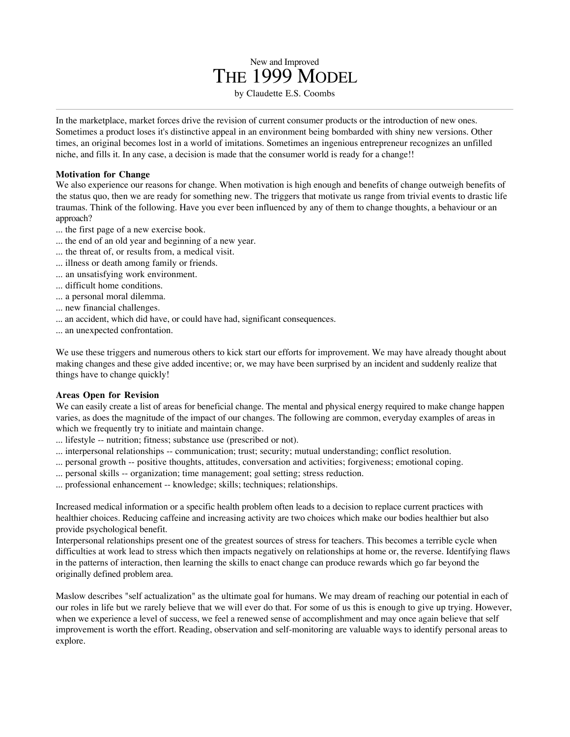New and Improved

# THE 1999 MODEL

by Claudette E.S. Coombs

---

In the marketplace, market forces drive the revision of current consumer products or the introduction of new ones. Sometimes a product loses it's distinctive appeal in an environment being bombarded with shiny new versions. Other times, an original becomes lost in a world of imitations. Sometimes an ingenious entrepreneur recognizes an unfilled niche, and fills it. In any case, a decision is made that the consumer world is ready for a change!!

**Motivation for Change**

We also experience our reasons for change. When motivation is high enough and benefits of change outweigh benefits of the status quo, then we are ready for something new. The triggers that motivate us range from trivial events to drastic life traumas. Think of the following. Have you ever been influenced by any of them to change thoughts, a behaviour or an approach?

... the first page of a new exercise book.
... the end of an old year and beginning of a new year.
... the threat of, or results from, a medical visit.
... illness or death among family or friends.
... an unsatisfying work environment.
... difficult home conditions.
... a personal moral dilemma.
... new financial challenges.
... an accident, which did have, or could have had, significant consequences.
... an unexpected confrontation.

We use these triggers and numerous others to kick start our efforts for improvement. We may have already thought about making changes and these give added incentive; or, we may have been surprised by an incident and suddenly realize that things have to change quickly!

**Areas Open for Revision**

We can easily create a list of areas for beneficial change. The mental and physical energy required to make change happen varies, as does the magnitude of the impact of our changes. The following are common, everyday examples of areas in which we frequently try to initiate and maintain change.

... lifestyle -- nutrition; fitness; substance use (prescribed or not).
... interpersonal relationships -- communication; trust; security; mutual understanding; conflict resolution.
... personal growth -- positive thoughts, attitudes, conversation and activities; forgiveness; emotional coping.
... personal skills -- organization; time management; goal setting; stress reduction.
... professional enhancement -- knowledge; skills; techniques; relationships.

Increased medical information or a specific health problem often leads to a decision to replace current practices with healthier choices. Reducing caffeine and increasing activity are two choices which make our bodies healthier but also provide psychological benefit.

Interpersonal relationships present one of the greatest sources of stress for teachers. This becomes a terrible cycle when difficulties at work lead to stress which then impacts negatively on relationships at home or, the reverse. Identifying flaws in the patterns of interaction, then learning the skills to enact change can produce rewards which go far beyond the originally defined problem area.

Maslow describes "self actualization" as the ultimate goal for humans. We may dream of reaching our potential in each of our roles in life but we rarely believe that we will ever do that. For some of us this is enough to give up trying. However, when we experience a level of success, we feel a renewed sense of accomplishment and may once again believe that self improvement is worth the effort. Reading, observation and self-monitoring are valuable ways to identify personal areas to explore.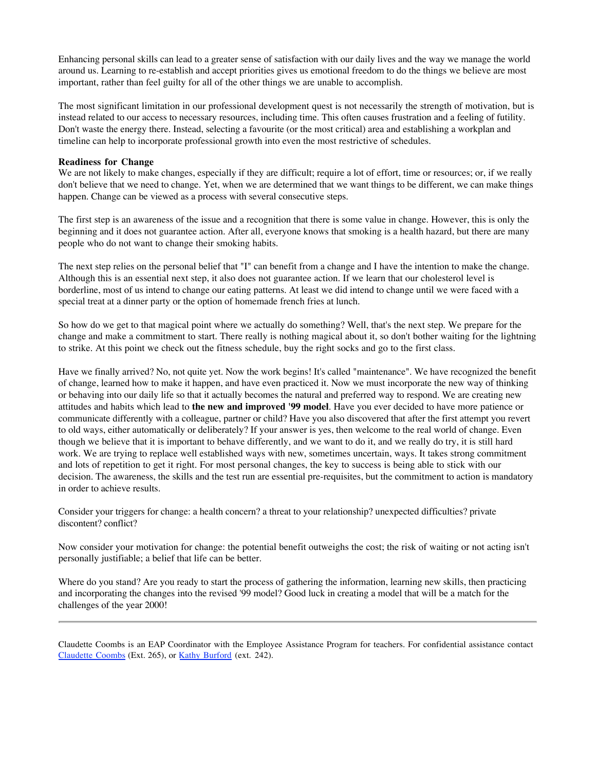Enhancing personal skills can lead to a greater sense of satisfaction with our daily lives and the way we manage the world around us. Learning to re-establish and accept priorities gives us emotional freedom to do the things we believe are most important, rather than feel guilty for all of the other things we are unable to accomplish.

The most significant limitation in our professional development quest is not necessarily the strength of motivation, but is instead related to our access to necessary resources, including time. This often causes frustration and a feeling of futility. Don't waste the energy there. Instead, selecting a favourite (or the most critical) area and establishing a workplan and timeline can help to incorporate professional growth into even the most restrictive of schedules.

**Readiness for Change**

We are not likely to make changes, especially if they are difficult; require a lot of effort, time or resources; or, if we really don't believe that we need to change. Yet, when we are determined that we want things to be different, we can make things happen. Change can be viewed as a process with several consecutive steps.

The first step is an awareness of the issue and a recognition that there is some value in change. However, this is only the beginning and it does not guarantee action. After all, everyone knows that smoking is a health hazard, but there are many people who do not want to change their smoking habits.

The next step relies on the personal belief that "I" can benefit from a change and I have the intention to make the change. Although this is an essential next step, it also does not guarantee action. If we learn that our cholesterol level is borderline, most of us intend to change our eating patterns. At least we did intend to change until we were faced with a special treat at a dinner party or the option of homemade french fries at lunch.

So how do we get to that magical point where we actually do something? Well, that's the next step. We prepare for the change and make a commitment to start. There really is nothing magical about it, so don't bother waiting for the lightning to strike. At this point we check out the fitness schedule, buy the right socks and go to the first class.

Have we finally arrived? No, not quite yet. Now the work begins! It's called "maintenance". We have recognized the benefit of change, learned how to make it happen, and have even practiced it. Now we must incorporate the new way of thinking or behaving into our daily life so that it actually becomes the natural and preferred way to respond. We are creating new attitudes and habits which lead to **the new and improved '99 model**. Have you ever decided to have more patience or communicate differently with a colleague, partner or child? Have you also discovered that after the first attempt you revert to old ways, either automatically or deliberately? If your answer is yes, then welcome to the real world of change. Even though we believe that it is important to behave differently, and we want to do it, and we really do try, it is still hard work. We are trying to replace well established ways with new, sometimes uncertain, ways. It takes strong commitment and lots of repetition to get it right. For most personal changes, the key to success is being able to stick with our decision. The awareness, the skills and the test run are essential pre-requisites, but the commitment to action is mandatory in order to achieve results.

Consider your triggers for change: a health concern? a threat to your relationship? unexpected difficulties? private discontent? conflict?

Now consider your motivation for change: the potential benefit outweighs the cost; the risk of waiting or not acting isn't personally justifiable; a belief that life can be better.

Where do you stand? Are you ready to start the process of gathering the information, learning new skills, then practicing and incorporating the changes into the revised '99 model? Good luck in creating a model that will be a match for the challenges of the year 2000!

---

Claudette Coombs is an EAP Coordinator with the Employee Assistance Program for teachers. For confidential assistance contact Claudette Coombs (Ext. 265), or Kathy Burford (ext. 242).